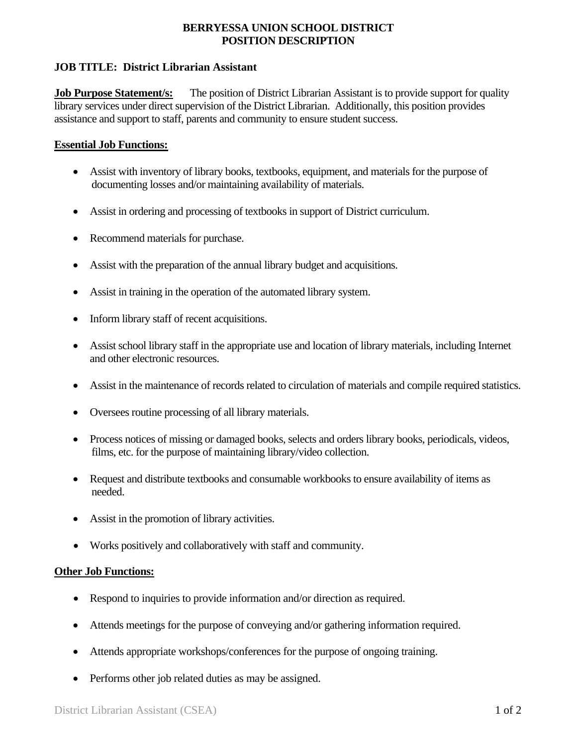# BERRYESSA UNION SCHOOL DISTRICT
# POSITION DESCRIPTION

**JOB TITLE: District Librarian Assistant**

**Job Purpose Statement/s:** The position of District Librarian Assistant is to provide support for quality library services under direct supervision of the District Librarian. Additionally, this position provides assistance and support to staff, parents and community to ensure student success.

## Essential Job Functions:

- Assist with inventory of library books, textbooks, equipment, and materials for the purpose of documenting losses and/or maintaining availability of materials.
- Assist in ordering and processing of textbooks in support of District curriculum.
- Recommend materials for purchase.
- Assist with the preparation of the annual library budget and acquisitions.
- Assist in training in the operation of the automated library system.
- Inform library staff of recent acquisitions.
- Assist school library staff in the appropriate use and location of library materials, including Internet and other electronic resources.
- Assist in the maintenance of records related to circulation of materials and compile required statistics.
- Oversees routine processing of all library materials.
- Process notices of missing or damaged books, selects and orders library books, periodicals, videos, films, etc. for the purpose of maintaining library/video collection.
- Request and distribute textbooks and consumable workbooks to ensure availability of items as needed.
- Assist in the promotion of library activities.
- Works positively and collaboratively with staff and community.

## Other Job Functions:

- Respond to inquiries to provide information and/or direction as required.
- Attends meetings for the purpose of conveying and/or gathering information required.
- Attends appropriate workshops/conferences for the purpose of ongoing training.
- Performs other job related duties as may be assigned.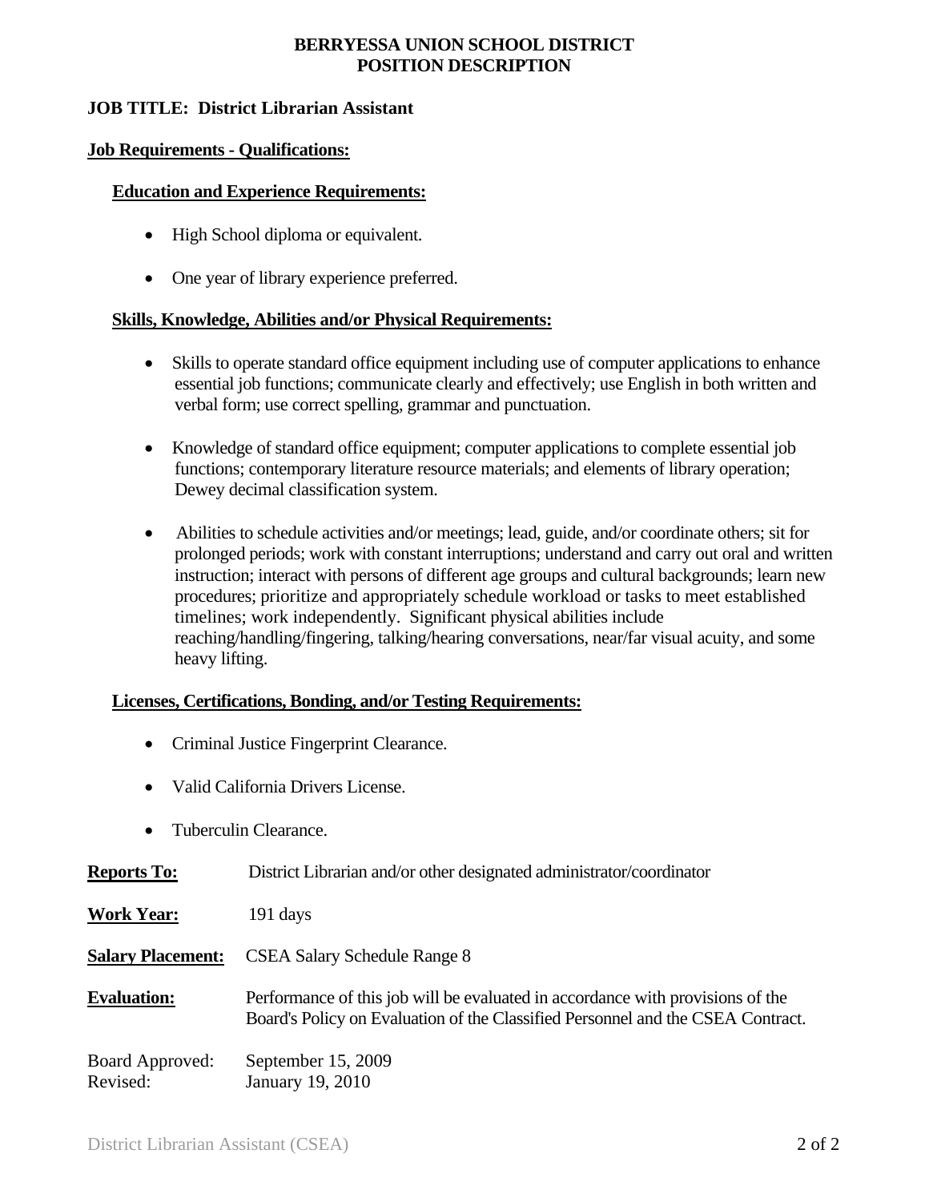**BERRYESSA UNION SCHOOL DISTRICT**
**POSITION DESCRIPTION**

**JOB TITLE: District Librarian Assistant**

**Job Requirements - Qualifications:**

**Education and Experience Requirements:**

- High School diploma or equivalent.
- One year of library experience preferred.

**Skills, Knowledge, Abilities and/or Physical Requirements:**

- Skills to operate standard office equipment including use of computer applications to enhance essential job functions; communicate clearly and effectively; use English in both written and verbal form; use correct spelling, grammar and punctuation.
- Knowledge of standard office equipment; computer applications to complete essential job functions; contemporary literature resource materials; and elements of library operation; Dewey decimal classification system.
- Abilities to schedule activities and/or meetings; lead, guide, and/or coordinate others; sit for prolonged periods; work with constant interruptions; understand and carry out oral and written instruction; interact with persons of different age groups and cultural backgrounds; learn new procedures; prioritize and appropriately schedule workload or tasks to meet established timelines; work independently. Significant physical abilities include reaching/handling/fingering, talking/hearing conversations, near/far visual acuity, and some heavy lifting.

**Licenses, Certifications, Bonding, and/or Testing Requirements:**

- Criminal Justice Fingerprint Clearance.
- Valid California Drivers License.
- Tuberculin Clearance.

**Reports To:** District Librarian and/or other designated administrator/coordinator

**Work Year:** 191 days

**Salary Placement:** CSEA Salary Schedule Range 8

**Evaluation:** Performance of this job will be evaluated in accordance with provisions of the Board's Policy on Evaluation of the Classified Personnel and the CSEA Contract.

Board Approved: September 15, 2009
Revised: January 19, 2010